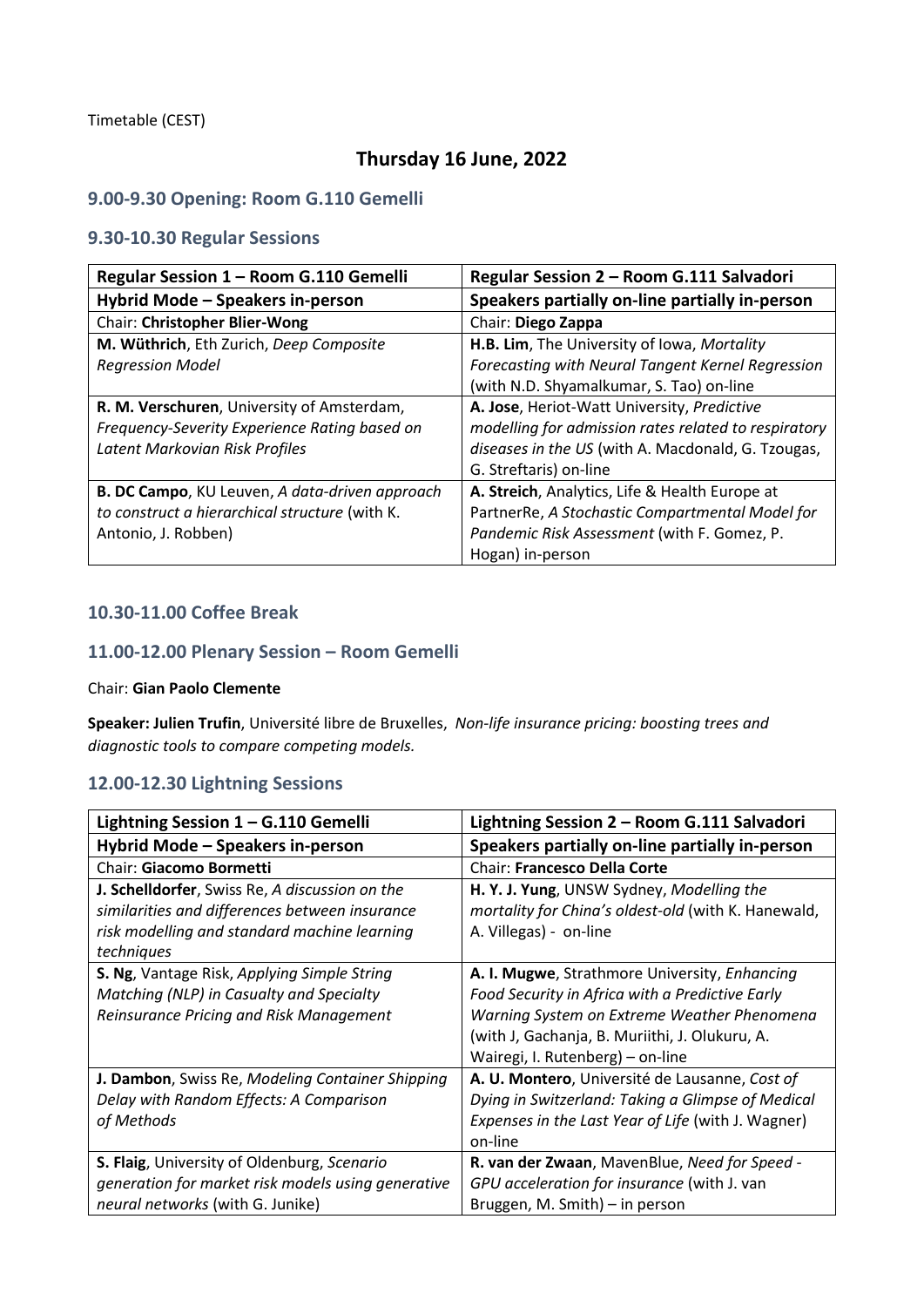Timetable (CEST)

# Thursday 16 June, 2022

## 9.00-9.30 Opening: Room G.110 Gemelli

## 9.30-10.30 Regular Sessions

| Regular Session 1 – Room G.110 Gemelli | Regular Session 2 – Room G.111 Salvadori |
|---|---|
| **Hybrid Mode – Speakers in-person** | **Speakers partially on-line partially in-person** |
| Chair: **Christopher Blier-Wong** | Chair: **Diego Zappa** |
| **M. Wüthrich**, Eth Zurich, *Deep Composite Regression Model* | **H.B. Lim**, The University of Iowa, *Mortality Forecasting with Neural Tangent Kernel Regression* (with N.D. Shyamalkumar, S. Tao) on-line |
| **R. M. Verschuren**, University of Amsterdam, *Frequency-Severity Experience Rating based on Latent Markovian Risk Profiles* | **A. Jose**, Heriot-Watt University, *Predictive modelling for admission rates related to respiratory diseases in the US* (with A. Macdonald, G. Tzougas, G. Streftaris) on-line |
| **B. DC Campo**, KU Leuven, *A data-driven approach to construct a hierarchical structure* (with K. Antonio, J. Robben) | **A. Streich**, Analytics, Life & Health Europe at PartnerRe, *A Stochastic Compartmental Model for Pandemic Risk Assessment* (with F. Gomez, P. Hogan) in-person |

## 10.30-11.00 Coffee Break

## 11.00-12.00 Plenary Session – Room Gemelli

Chair: **Gian Paolo Clemente**

**Speaker: Julien Trufin**, Université libre de Bruxelles, *Non-life insurance pricing: boosting trees and diagnostic tools to compare competing models.*

## 12.00-12.30 Lightning Sessions

| Lightning Session 1 – G.110 Gemelli | Lightning Session 2 – Room G.111 Salvadori |
|---|---|
| **Hybrid Mode – Speakers in-person** | **Speakers partially on-line partially in-person** |
| Chair: **Giacomo Bormetti** | Chair: **Francesco Della Corte** |
| **J. Schelldorfer**, Swiss Re, *A discussion on the similarities and differences between insurance risk modelling and standard machine learning techniques* | **H. Y. J. Yung**, UNSW Sydney, *Modelling the mortality for China's oldest-old* (with K. Hanewald, A. Villegas) - on-line |
| **S. Ng**, Vantage Risk, *Applying Simple String Matching (NLP) in Casualty and Specialty Reinsurance Pricing and Risk Management* | **A. I. Mugwe**, Strathmore University, *Enhancing Food Security in Africa with a Predictive Early Warning System on Extreme Weather Phenomena* (with J, Gachanja, B. Muriithi, J. Olukuru, A. Wairegi, I. Rutenberg) – on-line |
| **J. Dambon**, Swiss Re, *Modeling Container Shipping Delay with Random Effects: A Comparison of Methods* | **A. U. Montero**, Université de Lausanne, *Cost of Dying in Switzerland: Taking a Glimpse of Medical Expenses in the Last Year of Life* (with J. Wagner) on-line |
| **S. Flaig**, University of Oldenburg, *Scenario generation for market risk models using generative neural networks* (with G. Junike) | **R. van der Zwaan**, MavenBlue, *Need for Speed - GPU acceleration for insurance* (with J. van Bruggen, M. Smith) – in person |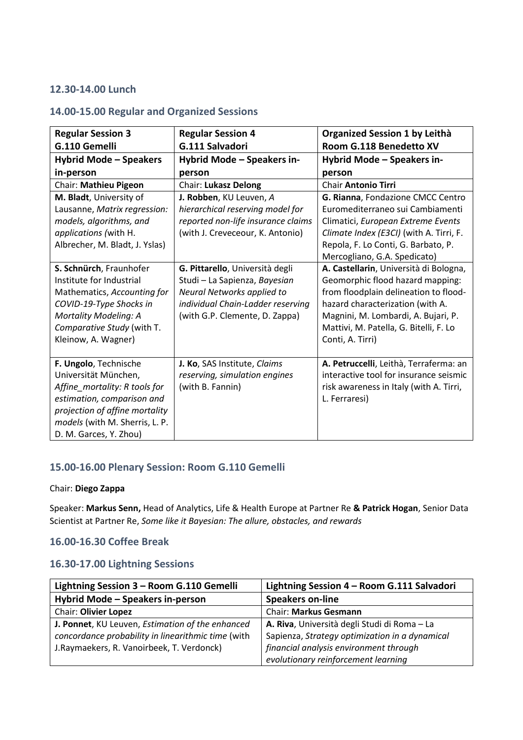### 12.30-14.00 Lunch

### 14.00-15.00 Regular and Organized Sessions

| **Regular Session 3**<br>**G.110 Gemelli** | **Regular Session 4**<br>**G.111 Salvadori** | **Organized Session 1 by Leithà**<br>**Room G.118 Benedetto XV** |
|---|---|---|
| **Hybrid Mode – Speakers in-person** | **Hybrid Mode – Speakers in-person** | **Hybrid Mode – Speakers in-person** |
| Chair: **Mathieu Pigeon** | Chair: **Lukasz Delong** | Chair **Antonio Tirri** |
| **M. Bladt**, University of Lausanne, *Matrix regression: models, algorithms, and applications (*with H. Albrecher, M. Bladt, J. Yslas) | **J. Robben**, KU Leuven, *A hierarchical reserving model for reported non-life insurance claims* (with J. Creveceour, K. Antonio) | **G. Rianna**, Fondazione CMCC Centro Euromediterraneo sui Cambiamenti Climatici, *European Extreme Events Climate Index (E3CI)* (with A. Tirri, F. Repola, F. Lo Conti, G. Barbato, P. Mercogliano, G.A. Spedicato) |
| **S. Schnürch**, Fraunhofer Institute for Industrial Mathematics, *Accounting for COVID-19-Type Shocks in Mortality Modeling: A Comparative Study* (with T. Kleinow, A. Wagner) | **G. Pittarello**, Università degli Studi – La Sapienza, *Bayesian Neural Networks applied to individual Chain-Ladder reserving* (with G.P. Clemente, D. Zappa) | **A. Castellarin**, Università di Bologna, Geomorphic flood hazard mapping: from floodplain delineation to flood-hazard characterization (with A. Magnini, M. Lombardi, A. Bujari, P. Mattivi, M. Patella, G. Bitelli, F. Lo Conti, A. Tirri) |
| **F. Ungolo**, Technische Universität München, *Affine_mortality: R tools for estimation, comparison and projection of affine mortality models* (with M. Sherris, L. P. D. M. Garces, Y. Zhou) | **J. Ko**, SAS Institute, *Claims reserving, simulation engines* (with B. Fannin) | **A. Petruccelli**, Leithà, Terraferma: an interactive tool for insurance seismic risk awareness in Italy (with A. Tirri, L. Ferraresi) |

### 15.00-16.00 Plenary Session: Room G.110 Gemelli

Chair: **Diego Zappa**

Speaker: **Markus Senn,** Head of Analytics, Life & Health Europe at Partner Re **& Patrick Hogan**, Senior Data Scientist at Partner Re, *Some like it Bayesian: The allure, obstacles, and rewards*

### 16.00-16.30 Coffee Break

### 16.30-17.00 Lightning Sessions

| **Lightning Session 3 – Room G.110 Gemelli** | **Lightning Session 4 – Room G.111 Salvadori** |
|---|---|
| **Hybrid Mode – Speakers in-person** | **Speakers on-line** |
| Chair: **Olivier Lopez** | Chair: **Markus Gesmann** |
| **J. Ponnet**, KU Leuven, *Estimation of the enhanced concordance probability in linearithmic time* (with J.Raymaekers, R. Vanoirbeek, T. Verdonck) | **A. Riva**, Università degli Studi di Roma – La Sapienza, *Strategy optimization in a dynamical financial analysis environment through evolutionary reinforcement learning* |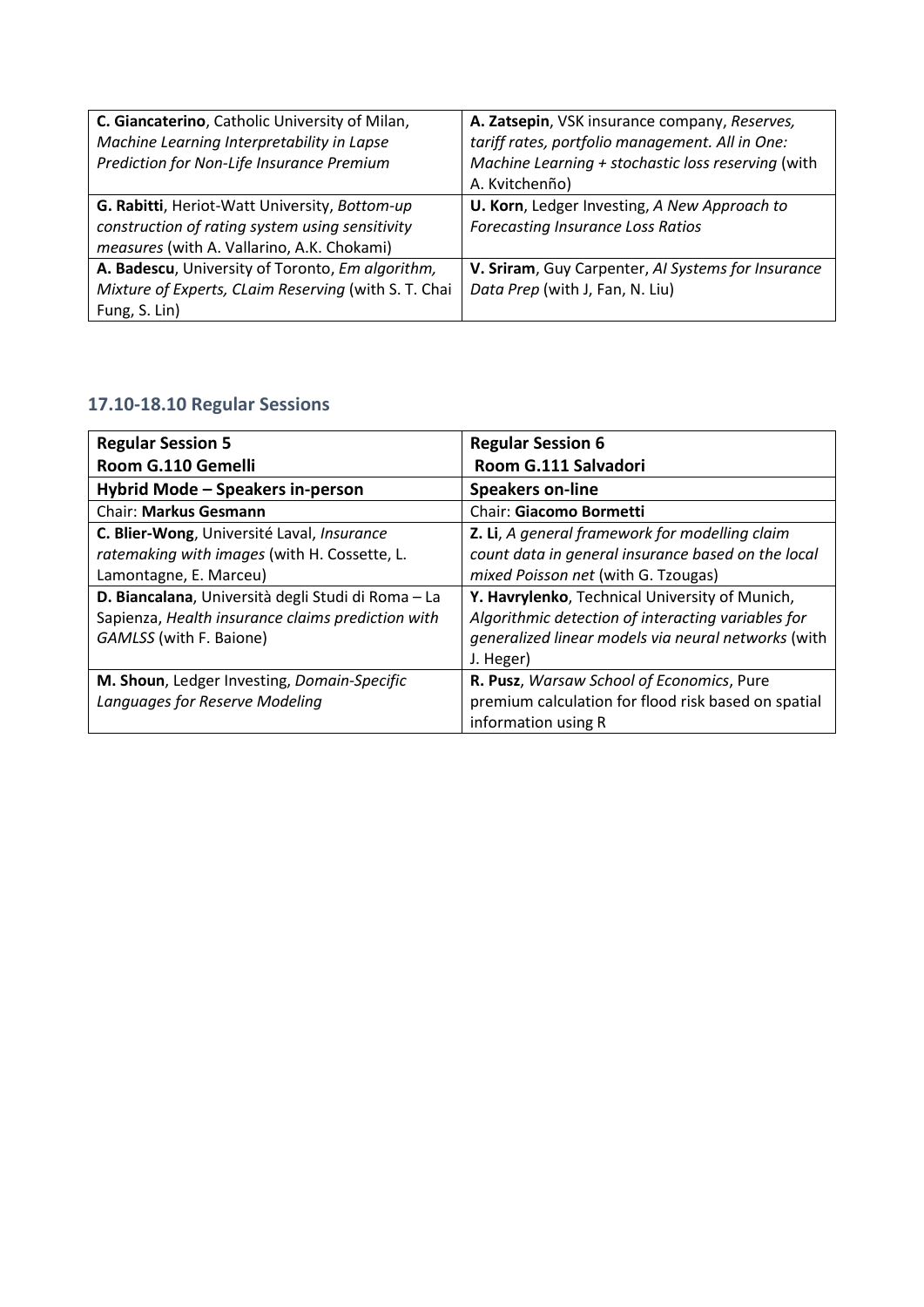| | |
|---|---|
| **C. Giancaterino**, Catholic University of Milan, *Machine Learning Interpretability in Lapse Prediction for Non-Life Insurance Premium* | **A. Zatsepin**, VSK insurance company, *Reserves, tariff rates, portfolio management. All in One: Machine Learning + stochastic loss reserving* (with A. Kvitcheñño) |
| **G. Rabitti**, Heriot-Watt University, *Bottom-up construction of rating system using sensitivity measures* (with A. Vallarino, A.K. Chokami) | **U. Korn**, Ledger Investing, *A New Approach to Forecasting Insurance Loss Ratios* |
| **A. Badescu**, University of Toronto, *Em algorithm, Mixture of Experts, CLaim Reserving* (with S. T. Chai Fung, S. Lin) | **V. Sriram**, Guy Carpenter, *AI Systems for Insurance Data Prep* (with J, Fan, N. Liu) |

## 17.10-18.10 Regular Sessions

| **Regular Session 5**<br>**Room G.110 Gemelli** | **Regular Session 6**<br>**Room G.111 Salvadori** |
|---|---|
| **Hybrid Mode – Speakers in-person** | **Speakers on-line** |
| Chair: **Markus Gesmann** | Chair: **Giacomo Bormetti** |
| **C. Blier-Wong**, Université Laval, *Insurance ratemaking with images* (with H. Cossette, L. Lamontagne, E. Marceu) | **Z. Li**, *A general framework for modelling claim count data in general insurance based on the local mixed Poisson net* (with G. Tzougas) |
| **D. Biancalana**, Università degli Studi di Roma – La Sapienza, *Health insurance claims prediction with GAMLSS* (with F. Baione) | **Y. Havrylenko**, Technical University of Munich, *Algorithmic detection of interacting variables for generalized linear models via neural networks* (with J. Heger) |
| **M. Shoun**, Ledger Investing, *Domain-Specific Languages for Reserve Modeling* | **R. Pusz**, *Warsaw School of Economics*, Pure premium calculation for flood risk based on spatial information using R |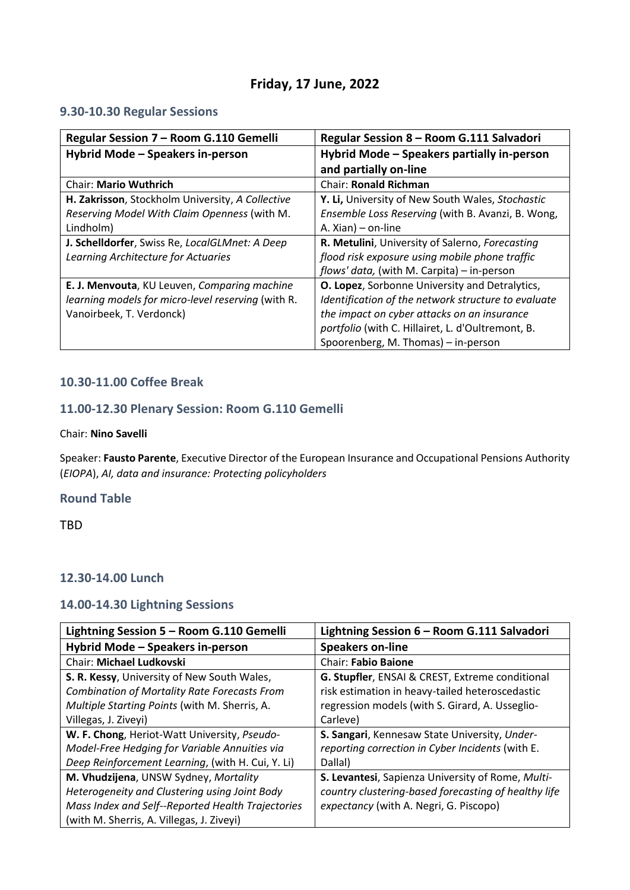# Friday, 17 June, 2022

## 9.30-10.30 Regular Sessions

| **Regular Session 7 – Room G.110 Gemelli** | **Regular Session 8 – Room G.111 Salvadori** |
|---|---|
| **Hybrid Mode – Speakers in-person** | **Hybrid Mode – Speakers partially in-person and partially on-line** |
| Chair: **Mario Wuthrich** | Chair: **Ronald Richman** |
| **H. Zakrisson**, Stockholm University, *A Collective Reserving Model With Claim Openness* (with M. Lindholm) | **Y. Li,** University of New South Wales, *Stochastic Ensemble Loss Reserving* (with B. Avanzi, B. Wong, A. Xian) – on-line |
| **J. Schelldorfer**, Swiss Re, *LocalGLMnet: A Deep Learning Architecture for Actuaries* | **R. Metulini**, University of Salerno, *Forecasting flood risk exposure using mobile phone traffic flows' data,* (with M. Carpita) – in-person |
| **E. J. Menvouta**, KU Leuven, *Comparing machine learning models for micro-level reserving* (with R. Vanoirbeek, T. Verdonck) | **O. Lopez**, Sorbonne University and Detralytics, *Identification of the network structure to evaluate the impact on cyber attacks on an insurance portfolio* (with C. Hillairet, L. d'Oultremont, B. Spoorenberg, M. Thomas) – in-person |

## 10.30-11.00 Coffee Break

## 11.00-12.30 Plenary Session: Room G.110 Gemelli

Chair: **Nino Savelli**

Speaker: **Fausto Parente**, Executive Director of the European Insurance and Occupational Pensions Authority (*EIOPA*), *AI, data and insurance: Protecting policyholders*

## Round Table

TBD

## 12.30-14.00 Lunch

## 14.00-14.30 Lightning Sessions

| **Lightning Session 5 – Room G.110 Gemelli** | **Lightning Session 6 – Room G.111 Salvadori** |
|---|---|
| **Hybrid Mode – Speakers in-person** | **Speakers on-line** |
| Chair: **Michael Ludkovski** | Chair: **Fabio Baione** |
| **S. R. Kessy**, University of New South Wales, *Combination of Mortality Rate Forecasts From Multiple Starting Points* (with M. Sherris, A. Villegas, J. Ziveyi) | **G. Stupfler**, ENSAI & CREST, Extreme conditional risk estimation in heavy-tailed heteroscedastic regression models (with S. Girard, A. Usseglio-Carleve) |
| **W. F. Chong**, Heriot-Watt University, *Pseudo-Model-Free Hedging for Variable Annuities via Deep Reinforcement Learning*, (with H. Cui, Y. Li) | **S. Sangari**, Kennesaw State University, *Under-reporting correction in Cyber Incidents* (with E. Dallal) |
| **M. Vhudzijena**, UNSW Sydney, *Mortality Heterogeneity and Clustering using Joint Body Mass Index and Self--Reported Health Trajectories* (with M. Sherris, A. Villegas, J. Ziveyi) | **S. Levantesi**, Sapienza University of Rome, *Multi-country clustering-based forecasting of healthy life expectancy* (with A. Negri, G. Piscopo) |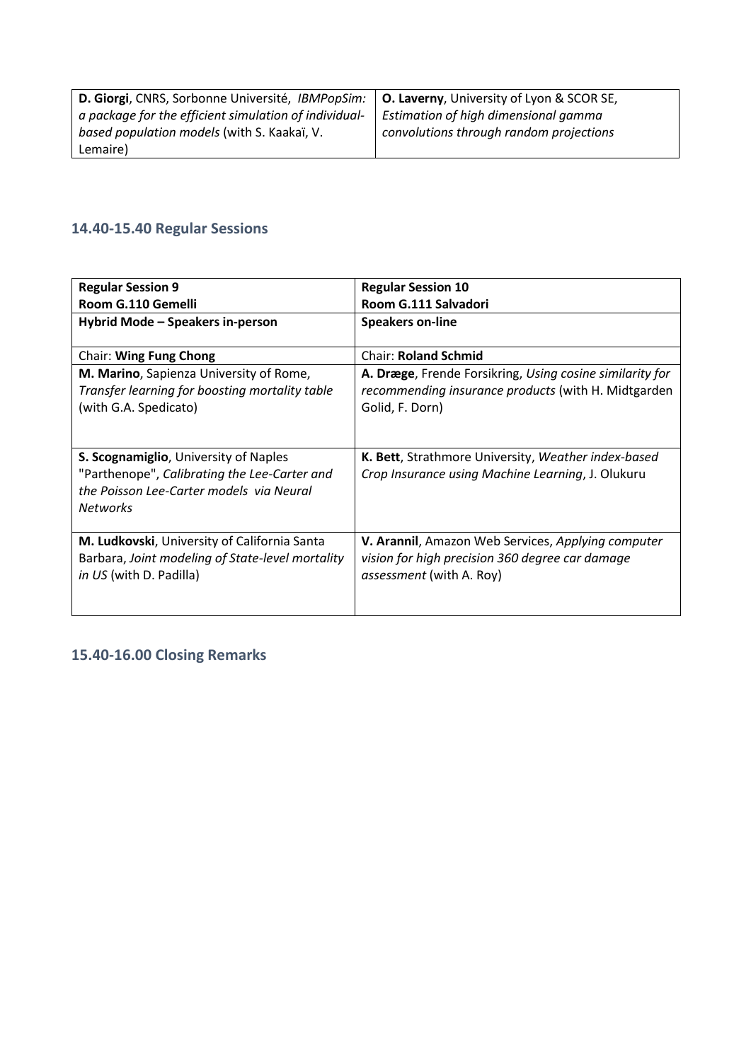| | |
|---|---|
| **D. Giorgi**, CNRS, Sorbonne Université, *IBMPopSim: a package for the efficient simulation of individual-based population models* (with S. Kaakaï, V. Lemaire) | **O. Laverny**, University of Lyon & SCOR SE, *Estimation of high dimensional gamma convolutions through random projections* |

## 14.40-15.40 Regular Sessions

| **Regular Session 9**<br>**Room G.110 Gemelli** | **Regular Session 10**<br>**Room G.111 Salvadori** |
|---|---|
| **Hybrid Mode – Speakers in-person** | **Speakers on-line** |
| Chair: **Wing Fung Chong** | Chair: **Roland Schmid** |
| **M. Marino**, Sapienza University of Rome, *Transfer learning for boosting mortality table* (with G.A. Spedicato) | **A. Dræge**, Frende Forsikring, *Using cosine similarity for recommending insurance products* (with H. Midtgarden Golid, F. Dorn) |
| **S. Scognamiglio**, University of Naples "Parthenope", *Calibrating the Lee-Carter and the Poisson Lee-Carter models via Neural Networks* | **K. Bett**, Strathmore University, *Weather index-based Crop Insurance using Machine Learning*, J. Olukuru |
| **M. Ludkovski**, University of California Santa Barbara, *Joint modeling of State-level mortality in US* (with D. Padilla) | **V. Arannil**, Amazon Web Services, *Applying computer vision for high precision 360 degree car damage assessment* (with A. Roy) |

## 15.40-16.00 Closing Remarks